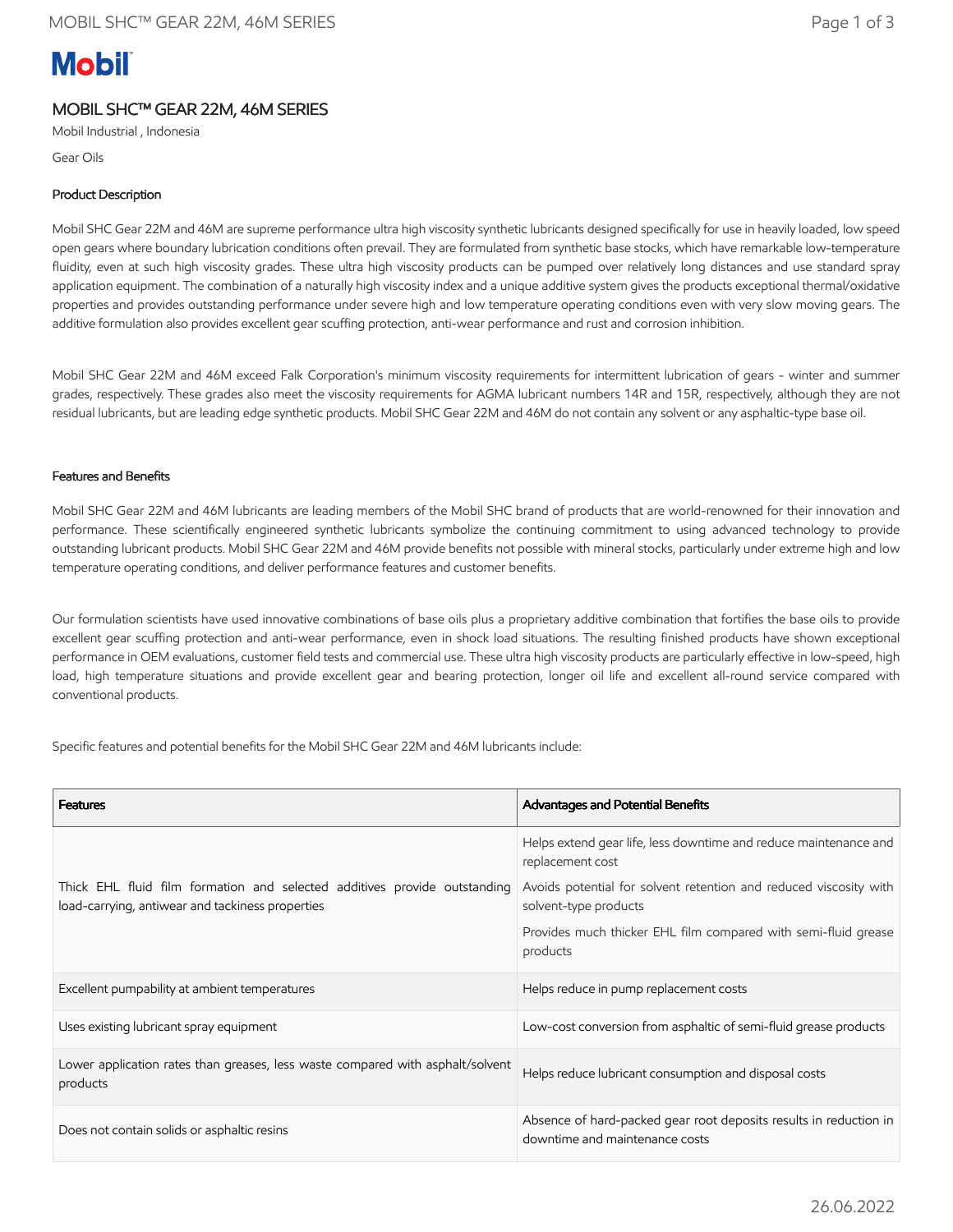Mobil

# MOBIL SHC™ GEAR 22M, 46M SERIES

Mobil Industrial , Indonesia

Gear Oils

### Product Description

Mobil SHC Gear 22M and 46M are supreme performance ultra high viscosity synthetic lubricants designed specifically for use in heavily loaded, low speed open gears where boundary lubrication conditions often prevail. They are formulated from synthetic base stocks, which have remarkable low-temperature fluidity, even at such high viscosity grades. These ultra high viscosity products can be pumped over relatively long distances and use standard spray application equipment. The combination of a naturally high viscosity index and a unique additive system gives the products exceptional thermal/oxidative properties and provides outstanding performance under severe high and low temperature operating conditions even with very slow moving gears. The additive formulation also provides excellent gear scuffing protection, anti-wear performance and rust and corrosion inhibition.

Mobil SHC Gear 22M and 46M exceed Falk Corporation's minimum viscosity requirements for intermittent lubrication of gears - winter and summer grades, respectively. These grades also meet the viscosity requirements for AGMA lubricant numbers 14R and 15R, respectively, although they are not residual lubricants, but are leading edge synthetic products. Mobil SHC Gear 22M and 46M do not contain any solvent or any asphaltic-type base oil.

### Features and Benefits

Mobil SHC Gear 22M and 46M lubricants are leading members of the Mobil SHC brand of products that are world-renowned for their innovation and performance. These scientifically engineered synthetic lubricants symbolize the continuing commitment to using advanced technology to provide outstanding lubricant products. Mobil SHC Gear 22M and 46M provide benefits not possible with mineral stocks, particularly under extreme high and low temperature operating conditions, and deliver performance features and customer benefits.

Our formulation scientists have used innovative combinations of base oils plus a proprietary additive combination that fortifies the base oils to provide excellent gear scuffing protection and anti-wear performance, even in shock load situations. The resulting finished products have shown exceptional performance in OEM evaluations, customer field tests and commercial use. These ultra high viscosity products are particularly effective in low-speed, high load, high temperature situations and provide excellent gear and bearing protection, longer oil life and excellent all-round service compared with conventional products.

Specific features and potential benefits for the Mobil SHC Gear 22M and 46M lubricants include:

| Features | Advantages and Potential Benefits |
|---|---|
| Thick EHL fluid film formation and selected additives provide outstanding load-carrying, antiwear and tackiness properties | Helps extend gear life, less downtime and reduce maintenance and replacement cost<br>Avoids potential for solvent retention and reduced viscosity with solvent-type products<br>Provides much thicker EHL film compared with semi-fluid grease products |
| Excellent pumpability at ambient temperatures | Helps reduce in pump replacement costs |
| Uses existing lubricant spray equipment | Low-cost conversion from asphaltic of semi-fluid grease products |
| Lower application rates than greases, less waste compared with asphalt/solvent products | Helps reduce lubricant consumption and disposal costs |
| Does not contain solids or asphaltic resins | Absence of hard-packed gear root deposits results in reduction in downtime and maintenance costs |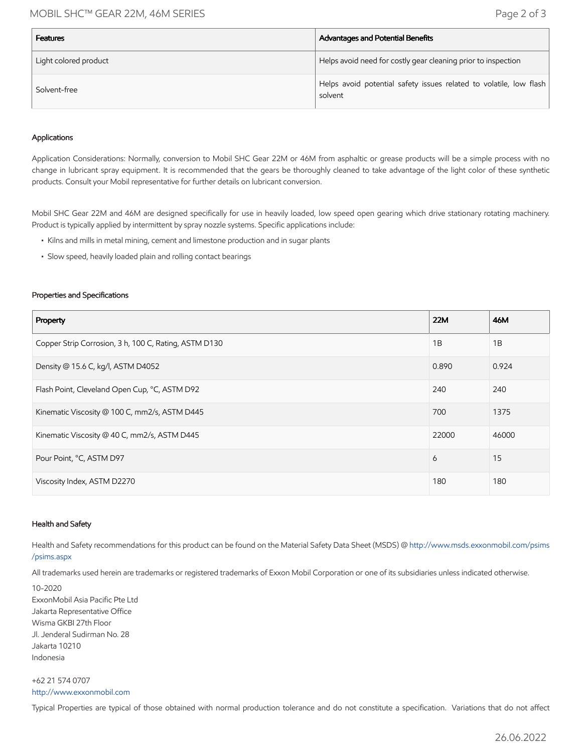| Features | Advantages and Potential Benefits |
| --- | --- |
| Light colored product | Helps avoid need for costly gear cleaning prior to inspection |
| Solvent-free | Helps avoid potential safety issues related to volatile, low flash solvent |

### Applications

Application Considerations: Normally, conversion to Mobil SHC Gear 22M or 46M from asphaltic or grease products will be a simple process with no change in lubricant spray equipment. It is recommended that the gears be thoroughly cleaned to take advantage of the light color of these synthetic products. Consult your Mobil representative for further details on lubricant conversion.

Mobil SHC Gear 22M and 46M are designed specifically for use in heavily loaded, low speed open gearing which drive stationary rotating machinery. Product is typically applied by intermittent by spray nozzle systems. Specific applications include:

- Kilns and mills in metal mining, cement and limestone production and in sugar plants
- Slow speed, heavily loaded plain and rolling contact bearings

### Properties and Specifications

| Property | 22M | 46M |
| --- | --- | --- |
| Copper Strip Corrosion, 3 h, 100 C, Rating, ASTM D130 | 1B | 1B |
| Density @ 15.6 C, kg/l, ASTM D4052 | 0.890 | 0.924 |
| Flash Point, Cleveland Open Cup, °C, ASTM D92 | 240 | 240 |
| Kinematic Viscosity @ 100 C, mm2/s, ASTM D445 | 700 | 1375 |
| Kinematic Viscosity @ 40 C, mm2/s, ASTM D445 | 22000 | 46000 |
| Pour Point, °C, ASTM D97 | 6 | 15 |
| Viscosity Index, ASTM D2270 | 180 | 180 |

### Health and Safety

Health and Safety recommendations for this product can be found on the Material Safety Data Sheet (MSDS) @ http://www.msds.exxonmobil.com/psims/psims.aspx

All trademarks used herein are trademarks or registered trademarks of Exxon Mobil Corporation or one of its subsidiaries unless indicated otherwise.

10-2020
ExxonMobil Asia Pacific Pte Ltd
Jakarta Representative Office
Wisma GKBI 27th Floor
Jl. Jenderal Sudirman No. 28
Jakarta 10210
Indonesia

+62 21 574 0707
http://www.exxonmobil.com

Typical Properties are typical of those obtained with normal production tolerance and do not constitute a specification. Variations that do not affect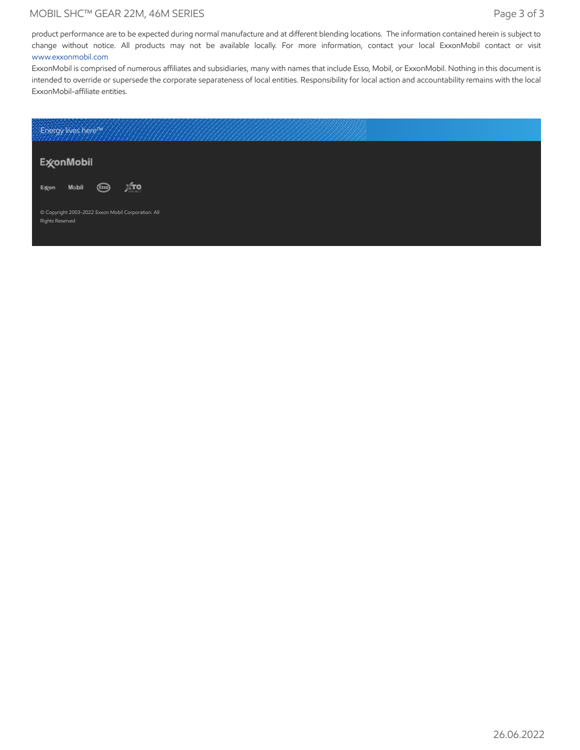product performance are to be expected during normal manufacture and at different blending locations. The information contained herein is subject to change without notice. All products may not be available locally. For more information, contact your local ExxonMobil contact or visit www.exxonmobil.com

ExxonMobil is comprised of numerous affiliates and subsidiaries, many with names that include Esso, Mobil, or ExxonMobil. Nothing in this document is intended to override or supersede the corporate separateness of local entities. Responsibility for local action and accountability remains with the local ExxonMobil-affiliate entities.

Energy lives here™

ExxonMobil

Exxon Mobil Esso XTO

© Copyright 2003-2022 Exxon Mobil Corporation. All Rights Reserved